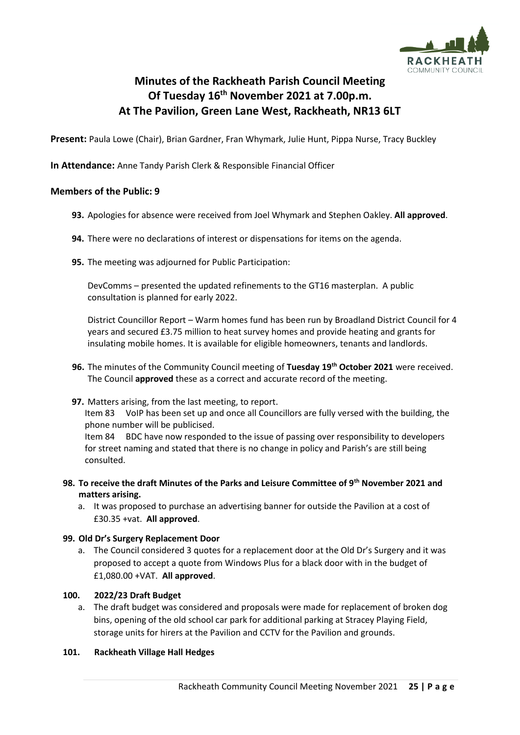# Minutes of the Rackheath Parish Council Meeting Of Tuesday 16th November 2021 at 7.00p.m. At The Pavilion, Green Lane West, Rackheath, NR13 6LT

**Present:** Paula Lowe (Chair), Brian Gardner, Fran Whymark, Julie Hunt, Pippa Nurse, Tracy Buckley

**In Attendance:** Anne Tandy Parish Clerk & Responsible Financial Officer

### Members of the Public: 9

**93.** Apologies for absence were received from Joel Whymark and Stephen Oakley. **All approved**.

**94.** There were no declarations of interest or dispensations for items on the agenda.

**95.** The meeting was adjourned for Public Participation:

DevComms – presented the updated refinements to the GT16 masterplan. A public consultation is planned for early 2022.

District Councillor Report – Warm homes fund has been run by Broadland District Council for 4 years and secured £3.75 million to heat survey homes and provide heating and grants for insulating mobile homes. It is available for eligible homeowners, tenants and landlords.

**96.** The minutes of the Community Council meeting of **Tuesday 19th October 2021** were received. The Council **approved** these as a correct and accurate record of the meeting.

**97.** Matters arising, from the last meeting, to report.
Item 83 VoIP has been set up and once all Councillors are fully versed with the building, the phone number will be publicised.
Item 84 BDC have now responded to the issue of passing over responsibility to developers for street naming and stated that there is no change in policy and Parish's are still being consulted.

**98. To receive the draft Minutes of the Parks and Leisure Committee of 9th November 2021 and matters arising.**

a. It was proposed to purchase an advertising banner for outside the Pavilion at a cost of £30.35 +vat. **All approved**.

**99. Old Dr's Surgery Replacement Door**

a. The Council considered 3 quotes for a replacement door at the Old Dr's Surgery and it was proposed to accept a quote from Windows Plus for a black door with in the budget of £1,080.00 +VAT. **All approved**.

**100. 2022/23 Draft Budget**

a. The draft budget was considered and proposals were made for replacement of broken dog bins, opening of the old school car park for additional parking at Stracey Playing Field, storage units for hirers at the Pavilion and CCTV for the Pavilion and grounds.

**101. Rackheath Village Hall Hedges**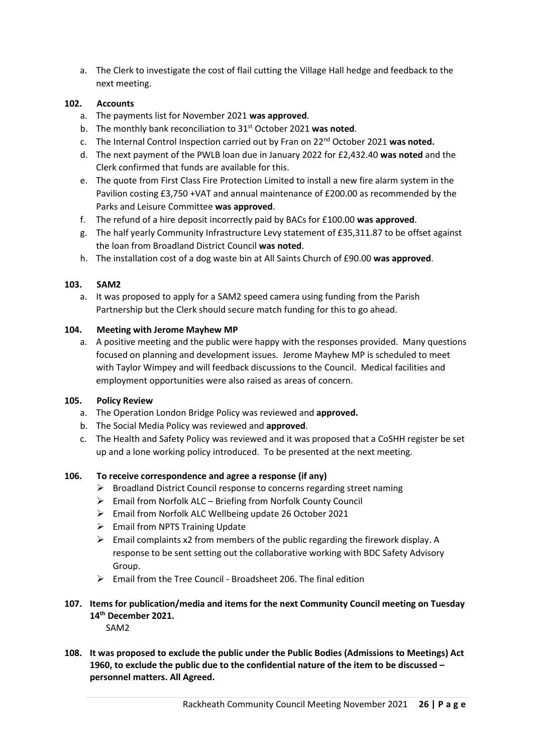a. The Clerk to investigate the cost of flail cutting the Village Hall hedge and feedback to the next meeting.

**102. Accounts**

a. The payments list for November 2021 **was approved**.
b. The monthly bank reconciliation to 31st October 2021 **was noted**.
c. The Internal Control Inspection carried out by Fran on 22nd October 2021 **was noted.**
d. The next payment of the PWLB loan due in January 2022 for £2,432.40 **was noted** and the Clerk confirmed that funds are available for this.
e. The quote from First Class Fire Protection Limited to install a new fire alarm system in the Pavilion costing £3,750 +VAT and annual maintenance of £200.00 as recommended by the Parks and Leisure Committee **was approved**.
f. The refund of a hire deposit incorrectly paid by BACs for £100.00 **was approved**.
g. The half yearly Community Infrastructure Levy statement of £35,311.87 to be offset against the loan from Broadland District Council **was noted**.
h. The installation cost of a dog waste bin at All Saints Church of £90.00 **was approved**.

**103. SAM2**

a. It was proposed to apply for a SAM2 speed camera using funding from the Parish Partnership but the Clerk should secure match funding for this to go ahead.

**104. Meeting with Jerome Mayhew MP**

a. A positive meeting and the public were happy with the responses provided. Many questions focused on planning and development issues. Jerome Mayhew MP is scheduled to meet with Taylor Wimpey and will feedback discussions to the Council. Medical facilities and employment opportunities were also raised as areas of concern.

**105. Policy Review**

a. The Operation London Bridge Policy was reviewed and **approved.**
b. The Social Media Policy was reviewed and **approved**.
c. The Health and Safety Policy was reviewed and it was proposed that a CoSHH register be set up and a lone working policy introduced. To be presented at the next meeting.

**106. To receive correspondence and agree a response (if any)**

- Broadland District Council response to concerns regarding street naming
- Email from Norfolk ALC – Briefing from Norfolk County Council
- Email from Norfolk ALC Wellbeing update 26 October 2021
- Email from NPTS Training Update
- Email complaints x2 from members of the public regarding the firework display. A response to be sent setting out the collaborative working with BDC Safety Advisory Group.
- Email from the Tree Council - Broadsheet 206. The final edition

**107. Items for publication/media and items for the next Community Council meeting on Tuesday 14th December 2021.**

SAM2

**108. It was proposed to exclude the public under the Public Bodies (Admissions to Meetings) Act 1960, to exclude the public due to the confidential nature of the item to be discussed – personnel matters. All Agreed.**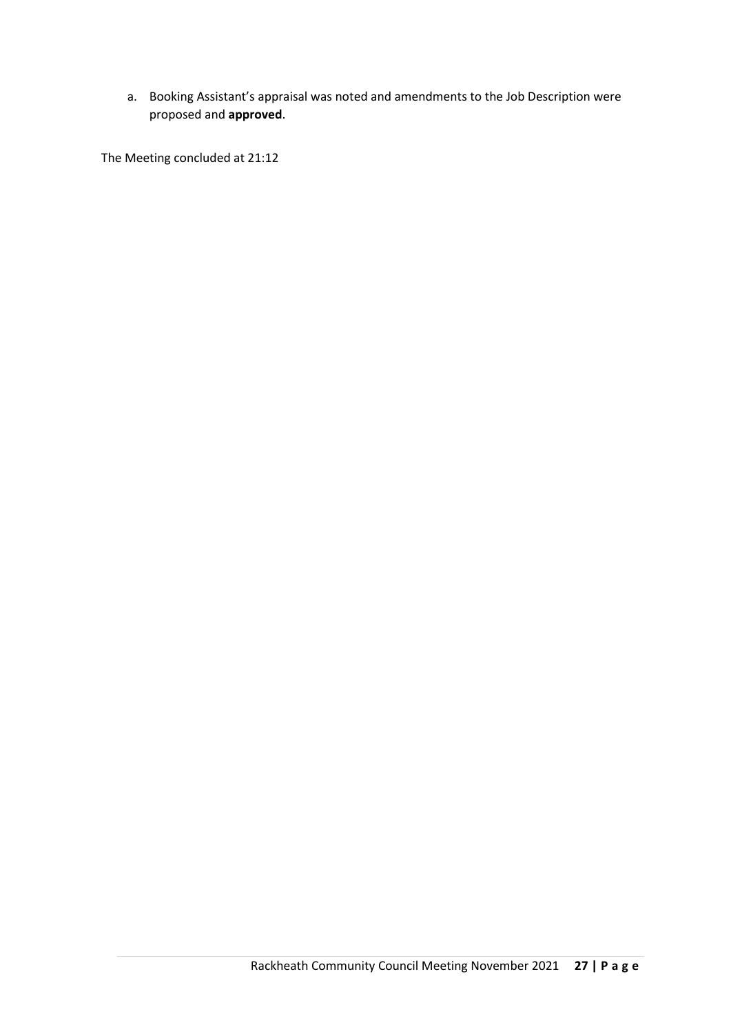a. Booking Assistant's appraisal was noted and amendments to the Job Description were proposed and **approved**.

The Meeting concluded at 21:12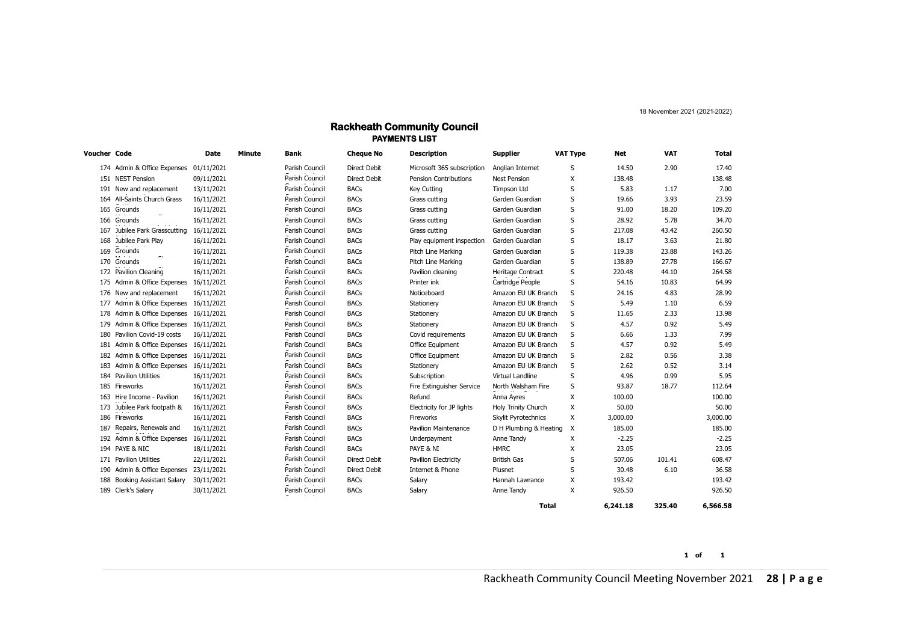18 November 2021 (2021-2022)

# Rackheath Community Council

## PAYMENTS LIST

| Voucher | Code | Date | Minute | Bank | Cheque No | Description | Supplier | VAT Type | Net | VAT | Total |
|---|---|---|---|---|---|---|---|---|---|---|---|
| 174 | Admin & Office Expenses | 01/11/2021 | | Parish Council | Direct Debit | Microsoft 365 subscription | Anglian Internet | S | 14.50 | 2.90 | 17.40 |
| 151 | NEST Pension | 09/11/2021 | | Parish Council | Direct Debit | Pension Contributions | Nest Pension | X | 138.48 | | 138.48 |
| 191 | New and replacement | 13/11/2021 | | Parish Council | BACs | Key Cutting | Timpson Ltd | S | 5.83 | 1.17 | 7.00 |
| 164 | All-Saints Church Grass | 16/11/2021 | | Parish Council | BACs | Grass cutting | Garden Guardian | S | 19.66 | 3.93 | 23.59 |
| 165 | Grounds | 16/11/2021 | | Parish Council | BACs | Grass cutting | Garden Guardian | S | 91.00 | 18.20 | 109.20 |
| 166 | Grounds | 16/11/2021 | | Parish Council | BACs | Grass cutting | Garden Guardian | S | 28.92 | 5.78 | 34.70 |
| 167 | Jubilee Park Grasscutting | 16/11/2021 | | Parish Council | BACs | Grass cutting | Garden Guardian | S | 217.08 | 43.42 | 260.50 |
| 168 | Jubilee Park Play | 16/11/2021 | | Parish Council | BACs | Play equipment inspection | Garden Guardian | S | 18.17 | 3.63 | 21.80 |
| 169 | Grounds | 16/11/2021 | | Parish Council | BACs | Pitch Line Marking | Garden Guardian | S | 119.38 | 23.88 | 143.26 |
| 170 | Grounds | 16/11/2021 | | Parish Council | BACs | Pitch Line Marking | Garden Guardian | S | 138.89 | 27.78 | 166.67 |
| 172 | Pavilion Cleaning | 16/11/2021 | | Parish Council | BACs | Pavilion cleaning | Heritage Contract | S | 220.48 | 44.10 | 264.58 |
| 175 | Admin & Office Expenses | 16/11/2021 | | Parish Council | BACs | Printer ink | Cartridge People | S | 54.16 | 10.83 | 64.99 |
| 176 | New and replacement | 16/11/2021 | | Parish Council | BACs | Noticeboard | Amazon EU UK Branch | S | 24.16 | 4.83 | 28.99 |
| 177 | Admin & Office Expenses | 16/11/2021 | | Parish Council | BACs | Stationery | Amazon EU UK Branch | S | 5.49 | 1.10 | 6.59 |
| 178 | Admin & Office Expenses | 16/11/2021 | | Parish Council | BACs | Stationery | Amazon EU UK Branch | S | 11.65 | 2.33 | 13.98 |
| 179 | Admin & Office Expenses | 16/11/2021 | | Parish Council | BACs | Stationery | Amazon EU UK Branch | S | 4.57 | 0.92 | 5.49 |
| 180 | Pavilion Covid-19 costs | 16/11/2021 | | Parish Council | BACs | Covid requirements | Amazon EU UK Branch | S | 6.66 | 1.33 | 7.99 |
| 181 | Admin & Office Expenses | 16/11/2021 | | Parish Council | BACs | Office Equipment | Amazon EU UK Branch | S | 4.57 | 0.92 | 5.49 |
| 182 | Admin & Office Expenses | 16/11/2021 | | Parish Council | BACs | Office Equipment | Amazon EU UK Branch | S | 2.82 | 0.56 | 3.38 |
| 183 | Admin & Office Expenses | 16/11/2021 | | Parish Council | BACs | Stationery | Amazon EU UK Branch | S | 2.62 | 0.52 | 3.14 |
| 184 | Pavilion Utilities | 16/11/2021 | | Parish Council | BACs | Subscription | Virtual Landline | S | 4.96 | 0.99 | 5.95 |
| 185 | Fireworks | 16/11/2021 | | Parish Council | BACs | Fire Extinguisher Service | North Walsham Fire | S | 93.87 | 18.77 | 112.64 |
| 163 | Hire Income - Pavilion | 16/11/2021 | | Parish Council | BACs | Refund | Anna Ayres | X | 100.00 | | 100.00 |
| 173 | Jubilee Park footpath & | 16/11/2021 | | Parish Council | BACs | Electricity for JP lights | Holy Trinity Church | X | 50.00 | | 50.00 |
| 186 | Fireworks | 16/11/2021 | | Parish Council | BACs | Fireworks | Skylit Pyrotechnics | X | 3,000.00 | | 3,000.00 |
| 187 | Repairs, Renewals and | 16/11/2021 | | Parish Council | BACs | Pavilion Maintenance | D H Plumbing & Heating | X | 185.00 | | 185.00 |
| 192 | Admin & Office Expenses | 16/11/2021 | | Parish Council | BACs | Underpayment | Anne Tandy | X | -2.25 | | -2.25 |
| 194 | PAYE & NIC | 18/11/2021 | | Parish Council | BACs | PAYE & NI | HMRC | X | 23.05 | | 23.05 |
| 171 | Pavilion Utilities | 22/11/2021 | | Parish Council | Direct Debit | Pavilion Electricity | British Gas | S | 507.06 | 101.41 | 608.47 |
| 190 | Admin & Office Expenses | 23/11/2021 | | Parish Council | Direct Debit | Internet & Phone | Plusnet | S | 30.48 | 6.10 | 36.58 |
| 188 | Booking Assistant Salary | 30/11/2021 | | Parish Council | BACs | Salary | Hannah Lawrance | X | 193.42 | | 193.42 |
| 189 | Clerk's Salary | 30/11/2021 | | Parish Council | BACs | Salary | Anne Tandy | X | 926.50 | | 926.50 |
| | | | | | | | **Total** | | **6,241.18** | **325.40** | **6,566.58** |